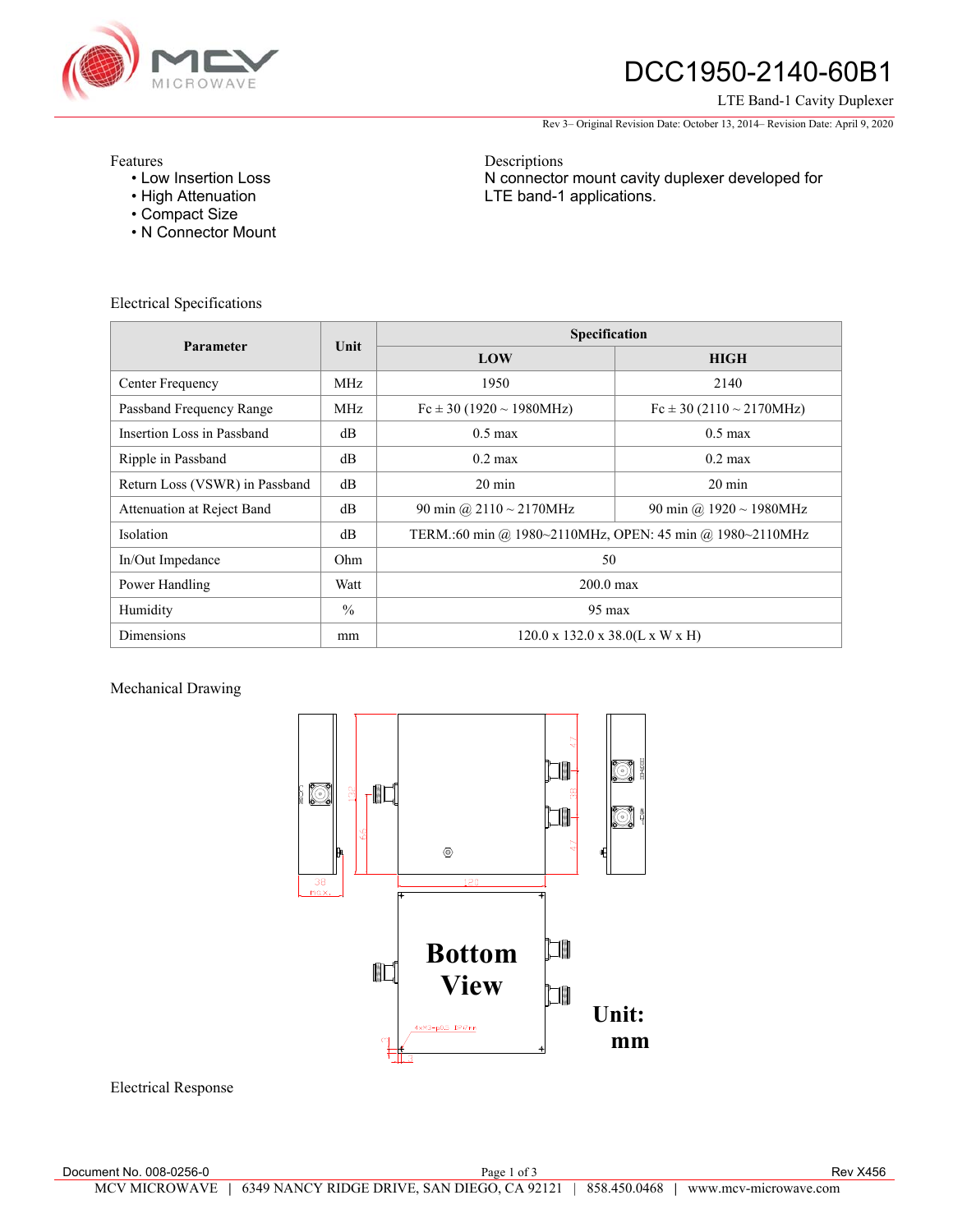# DCC1950-2140-60B1

LTE Band-1 Cavity Duplexer

Rev 3– Original Revision Date: October 13, 2014– Revision Date: April 9, 2020

Features
- Low Insertion Loss
- High Attenuation
- Compact Size
- N Connector Mount

Descriptions

N connector mount cavity duplexer developed for LTE band-1 applications.

## Electrical Specifications

| Parameter | Unit | Specification | |
|---|---|---|---|
| | | LOW | HIGH |
| Center Frequency | MHz | 1950 | 2140 |
| Passband Frequency Range | MHz | Fc ± 30 (1920 ~ 1980MHz) | Fc ± 30 (2110 ~ 2170MHz) |
| Insertion Loss in Passband | dB | 0.5 max | 0.5 max |
| Ripple in Passband | dB | 0.2 max | 0.2 max |
| Return Loss (VSWR) in Passband | dB | 20 min | 20 min |
| Attenuation at Reject Band | dB | 90 min @ 2110 ~ 2170MHz | 90 min @ 1920 ~ 1980MHz |
| Isolation | dB | TERM.:60 min @ 1980~2110MHz, OPEN: 45 min @ 1980~2110MHz | |
| In/Out Impedance | Ohm | 50 | |
| Power Handling | Watt | 200.0 max | |
| Humidity | % | 95 max | |
| Dimensions | mm | 120.0 x 132.0 x 38.0(L x W x H) | |

## Mechanical Drawing

Bottom View

Unit: mm

## Electrical Response

Document No. 008-0256-0

Rev X456

MCV MICROWAVE | 6349 NANCY RIDGE DRIVE, SAN DIEGO, CA 92121 | 858.450.0468 | www.mcv-microwave.com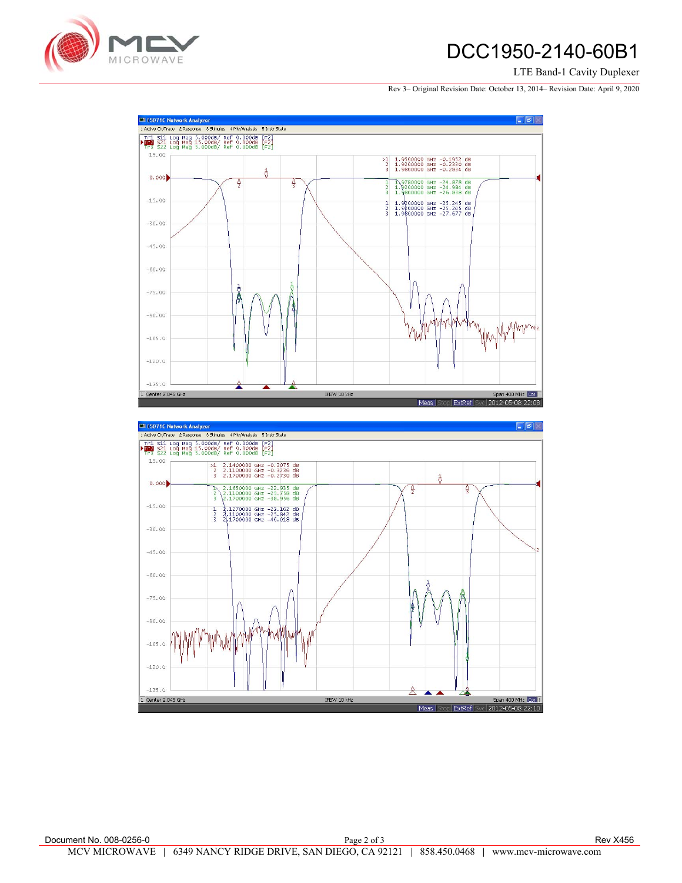E5071C Network Analyzer

1 Active Ch/Trace 2 Response 3 Stimulus 4 Mkr/Analysis 5 Instr State

Tr1 S11 Log Mag 5.000dB/ Ref 0.000dB [F2]
Tr2 S21 Log Mag 15.00dB/ Ref 0.000dB [F2]
Tr3 S22 Log Mag 5.000dB/ Ref 0.000dB [F2]

| Marker | Frequency | Value |
|---|---|---|
| >1 | 1.9500000 GHz | -0.1952 dB |
| 2 | 1.9200000 GHz | -0.2330 dB |
| 3 | 1.9800000 GHz | -0.2834 dB |
| 1 | 1.9780000 GHz | -24.878 dB |
| 2 | 1.9200000 GHz | -24.984 dB |
| 3 | 1.9800000 GHz | -26.838 dB |
| 1 | 1.9500000 GHz | -25.245 dB |
| 2 | 1.9200000 GHz | -25.245 dB |
| 3 | 1.9800000 GHz | -27.677 dB |

1 Center 2.045 GHz IFBW 10 kHz Span 400 MHz

Meas Stop ExtRef Svc 2012-05-08 22:08

E5071C Network Analyzer

1 Active Ch/Trace 2 Response 3 Stimulus 4 Mkr/Analysis 5 Instr State

Tr1 S11 Log Mag 5.000dB/ Ref 0.000dB [F2]
Tr2 S21 Log Mag 15.00dB/ Ref 0.000dB [F2]
Tr3 S22 Log Mag 5.000dB/ Ref 0.000dB [F2]

| Marker | Frequency | Value |
|---|---|---|
| >1 | 2.1400000 GHz | -0.2075 dB |
| 2 | 2.1100000 GHz | -0.3236 dB |
| 3 | 2.1700000 GHz | -0.2730 dB |
| 1 | 2.1650000 GHz | -22.935 dB |
| 2 | 2.1100000 GHz | -25.738 dB |
| 3 | 2.1700000 GHz | -38.956 dB |
| 1 | 2.1270000 GHz | -23.162 dB |
| 2 | 2.1100000 GHz | -25.842 dB |
| 3 | 2.1700000 GHz | -46.018 dB |

1 Center 2.045 GHz IFBW 10 kHz Span 400 MHz

Meas Stop ExtRef Svc 2012-05-08 22:10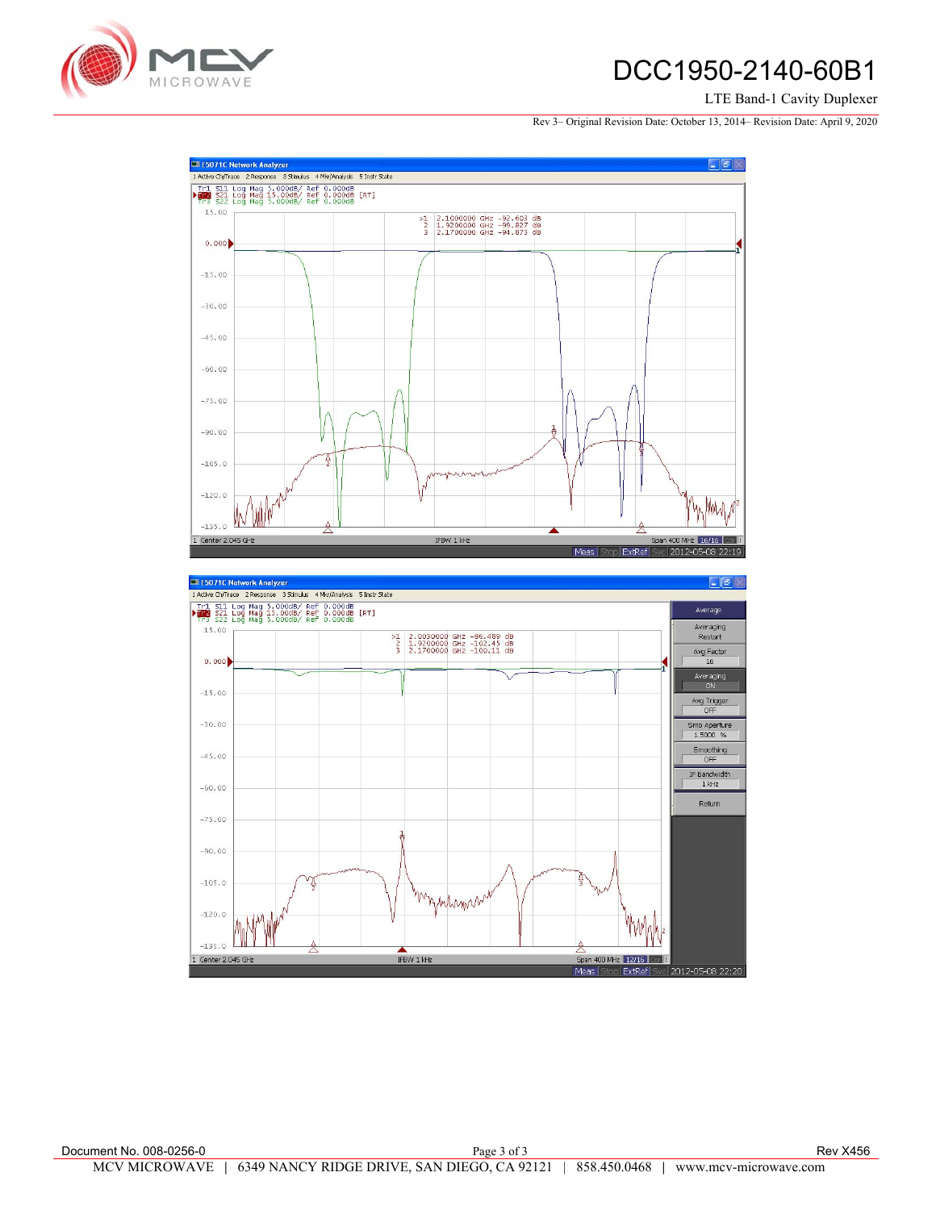# DCC1950-2140-60B1

LTE Band-1 Cavity Duplexer

Rev 3– Original Revision Date: October 13, 2014– Revision Date: April 9, 2020

E5071C Network Analyzer

1 Active Ch/Trace 2 Response 3 Stimulus 4 Mkr/Analysis 5 Instr State

Tr1 S11 Log Mag 5.000dB/ Ref 0.000dB
Tr2 S21 Log Mag 15.00dB/ Ref 0.000dB [RT]
Tr3 S22 Log Mag 5.000dB/ Ref 0.000dB

>1 2.1000000 GHz -92.603 dB
2 1.9200000 GHz -99.827 dB
3 2.1700000 GHz -94.873 dB

15.00
0.000
-15.00
-30.00
-45.00
-60.00
-75.00
-90.00
-105.0
-120.0
-135.0

1 Center 2.045 GHz IFBW 1 kHz Span 400 MHz 16/16

Meas Stop ExtRef Svc 2012-05-08 22:19

E5071C Network Analyzer

1 Active Ch/Trace 2 Response 3 Stimulus 4 Mkr/Analysis 5 Instr State

Tr1 S11 Log Mag 5.000dB/ Ref 0.000dB
Tr2 S21 Log Mag 15.00dB/ Ref 0.000dB [RT]
Tr3 S22 Log Mag 5.000dB/ Ref 0.000dB

>1 2.0030000 GHz -86.489 dB
2 1.9200000 GHz -102.45 dB
3 2.1700000 GHz -100.11 dB

15.00
0.000
-15.00
-30.00
-45.00
-60.00
-75.00
-90.00
-105.0
-120.0
-135.0

Average
Averaging Restart
Avg Factor 16
Averaging ON
Avg Trigger OFF
Smo Aperture 1.5000 %
Smoothing OFF
IF Bandwidth 1 kHz
Return

1 Center 2.045 GHz IFBW 1 kHz Span 400 MHz 12/16

Meas Stop ExtRef Svc 2012-05-08 22:20

Document No. 008-0256-0 Rev X456

MCV MICROWAVE | 6349 NANCY RIDGE DRIVE, SAN DIEGO, CA 92121 | 858.450.0468 | www.mcv-microwave.com